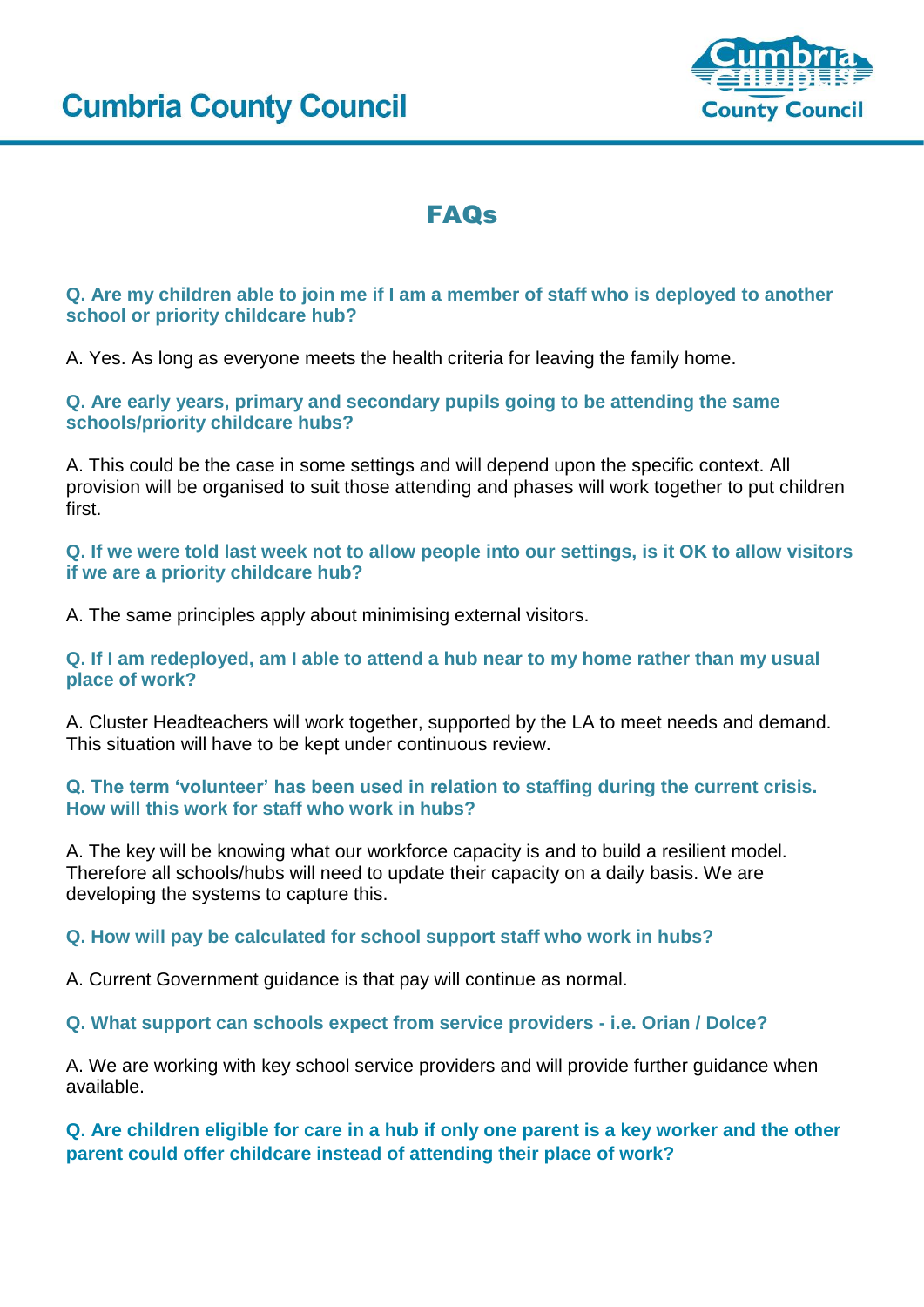# Cumbria County Council

## FAQs

**Q. Are my children able to join me if I am a member of staff who is deployed to another school or priority childcare hub?**

A. Yes. As long as everyone meets the health criteria for leaving the family home.

**Q. Are early years, primary and secondary pupils going to be attending the same schools/priority childcare hubs?**

A. This could be the case in some settings and will depend upon the specific context. All provision will be organised to suit those attending and phases will work together to put children first.

**Q. If we were told last week not to allow people into our settings, is it OK to allow visitors if we are a priority childcare hub?**

A. The same principles apply about minimising external visitors.

**Q. If I am redeployed, am I able to attend a hub near to my home rather than my usual place of work?**

A. Cluster Headteachers will work together, supported by the LA to meet needs and demand. This situation will have to be kept under continuous review.

**Q. The term 'volunteer' has been used in relation to staffing during the current crisis. How will this work for staff who work in hubs?**

A. The key will be knowing what our workforce capacity is and to build a resilient model. Therefore all schools/hubs will need to update their capacity on a daily basis. We are developing the systems to capture this.

**Q. How will pay be calculated for school support staff who work in hubs?**

A. Current Government guidance is that pay will continue as normal.

**Q. What support can schools expect from service providers - i.e. Orian / Dolce?**

A. We are working with key school service providers and will provide further guidance when available.

**Q. Are children eligible for care in a hub if only one parent is a key worker and the other parent could offer childcare instead of attending their place of work?**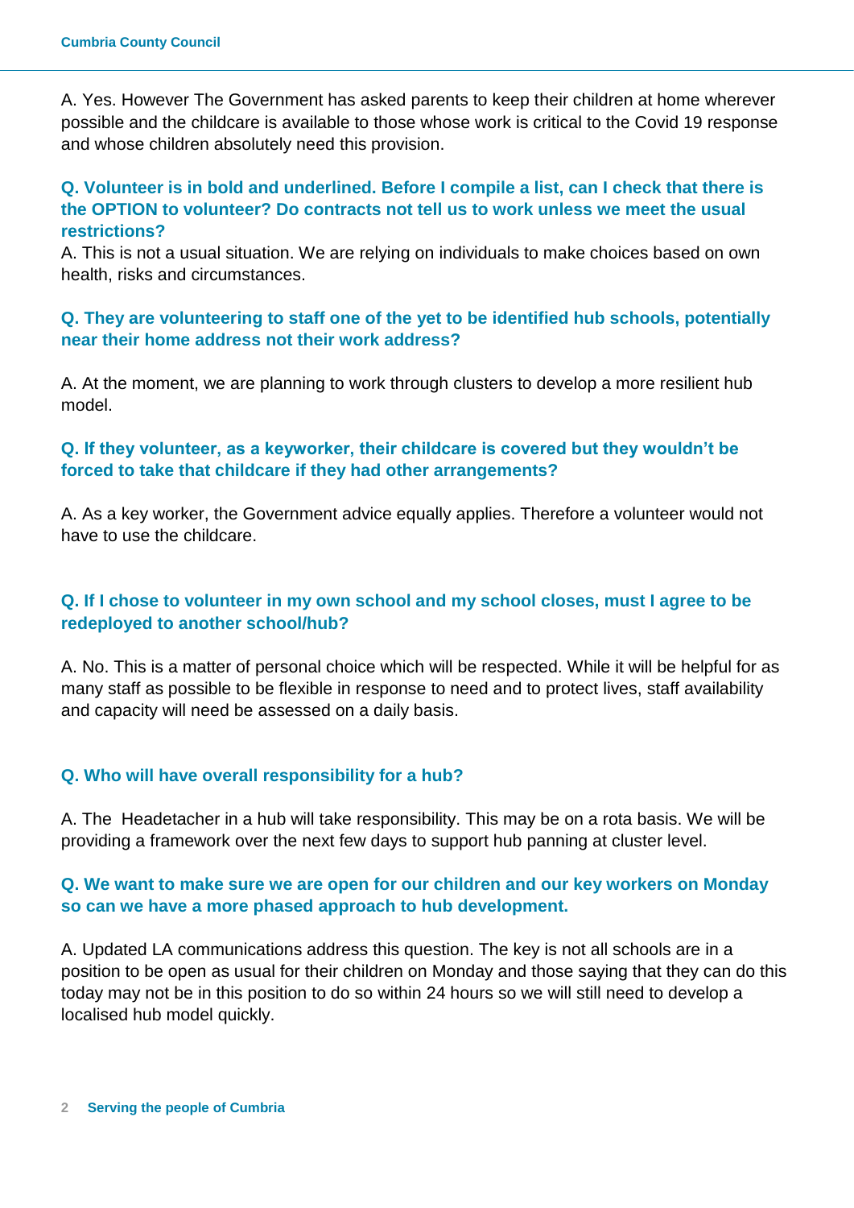A. Yes. However The Government has asked parents to keep their children at home wherever possible and the childcare is available to those whose work is critical to the Covid 19 response and whose children absolutely need this provision.

**Q. Volunteer is in bold and underlined. Before I compile a list, can I check that there is the OPTION to volunteer? Do contracts not tell us to work unless we meet the usual restrictions?**

A. This is not a usual situation. We are relying on individuals to make choices based on own health, risks and circumstances.

**Q. They are volunteering to staff one of the yet to be identified hub schools, potentially near their home address not their work address?**

A. At the moment, we are planning to work through clusters to develop a more resilient hub model.

**Q. If they volunteer, as a keyworker, their childcare is covered but they wouldn't be forced to take that childcare if they had other arrangements?**

A. As a key worker, the Government advice equally applies. Therefore a volunteer would not have to use the childcare.

**Q. If I chose to volunteer in my own school and my school closes, must I agree to be redeployed to another school/hub?**

A. No. This is a matter of personal choice which will be respected. While it will be helpful for as many staff as possible to be flexible in response to need and to protect lives, staff availability and capacity will need be assessed on a daily basis.

**Q. Who will have overall responsibility for a hub?**

A. The Headetacher in a hub will take responsibility. This may be on a rota basis. We will be providing a framework over the next few days to support hub panning at cluster level.

**Q. We want to make sure we are open for our children and our key workers on Monday so can we have a more phased approach to hub development.**

A. Updated LA communications address this question. The key is not all schools are in a position to be open as usual for their children on Monday and those saying that they can do this today may not be in this position to do so within 24 hours so we will still need to develop a localised hub model quickly.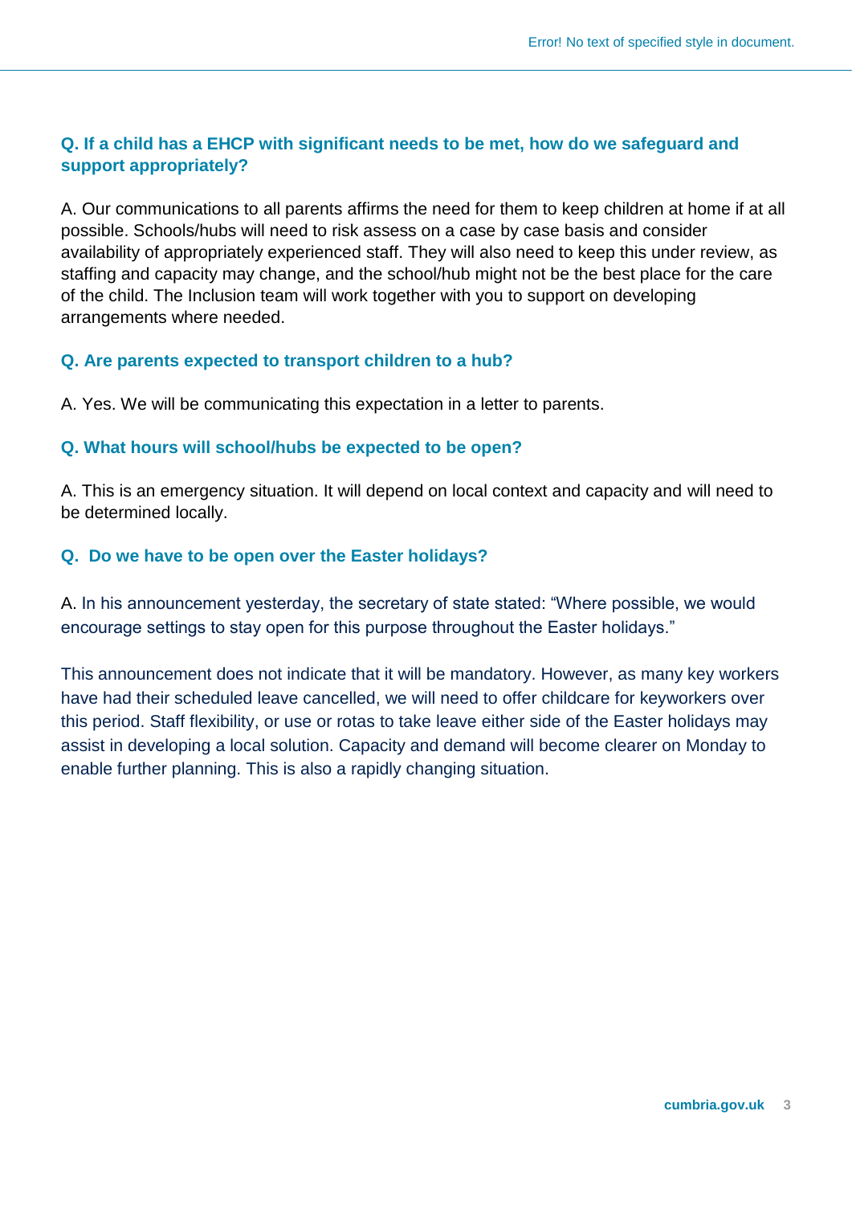**Q. If a child has a EHCP with significant needs to be met, how do we safeguard and support appropriately?**

A. Our communications to all parents affirms the need for them to keep children at home if at all possible. Schools/hubs will need to risk assess on a case by case basis and consider availability of appropriately experienced staff. They will also need to keep this under review, as staffing and capacity may change, and the school/hub might not be the best place for the care of the child. The Inclusion team will work together with you to support on developing arrangements where needed.

**Q. Are parents expected to transport children to a hub?**

A. Yes. We will be communicating this expectation in a letter to parents.

**Q. What hours will school/hubs be expected to be open?**

A. This is an emergency situation. It will depend on local context and capacity and will need to be determined locally.

**Q. Do we have to be open over the Easter holidays?**

A. In his announcement yesterday, the secretary of state stated: "Where possible, we would encourage settings to stay open for this purpose throughout the Easter holidays."

This announcement does not indicate that it will be mandatory. However, as many key workers have had their scheduled leave cancelled, we will need to offer childcare for keyworkers over this period. Staff flexibility, or use or rotas to take leave either side of the Easter holidays may assist in developing a local solution. Capacity and demand will become clearer on Monday to enable further planning. This is also a rapidly changing situation.